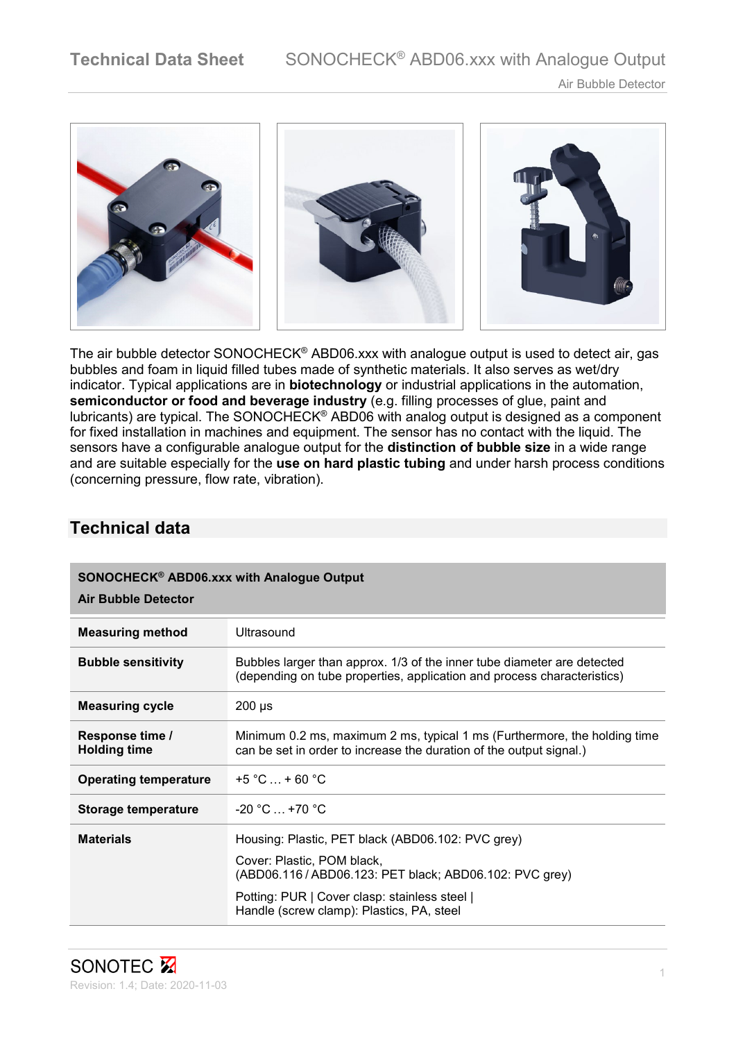The air bubble detector SONOCHECK® ABD06.xxx with analogue output is used to detect air, gas bubbles and foam in liquid filled tubes made of synthetic materials. It also serves as wet/dry indicator. Typical applications are in **biotechnology** or industrial applications in the automation, **semiconductor or food and beverage industry** (e.g. filling processes of glue, paint and lubricants) are typical. The SONOCHECK® ABD06 with analog output is designed as a component for fixed installation in machines and equipment. The sensor has no contact with the liquid. The sensors have a configurable analogue output for the **distinction of bubble size** in a wide range and are suitable especially for the **use on hard plastic tubing** and under harsh process conditions (concerning pressure, flow rate, vibration).

## Technical data

| **SONOCHECK® ABD06.xxx with Analogue Output**<br>**Air Bubble Detector** | |
|---|---|
| **Measuring method** | Ultrasound |
| **Bubble sensitivity** | Bubbles larger than approx. 1/3 of the inner tube diameter are detected (depending on tube properties, application and process characteristics) |
| **Measuring cycle** | 200 µs |
| **Response time / Holding time** | Minimum 0.2 ms, maximum 2 ms, typical 1 ms (Furthermore, the holding time can be set in order to increase the duration of the output signal.) |
| **Operating temperature** | +5 °C … + 60 °C |
| **Storage temperature** | -20 °C … +70 °C |
| **Materials** | Housing: Plastic, PET black (ABD06.102: PVC grey)<br>Cover: Plastic, POM black, (ABD06.116 / ABD06.123: PET black; ABD06.102: PVC grey)<br>Potting: PUR \| Cover clasp: stainless steel \| Handle (screw clamp): Plastics, PA, steel |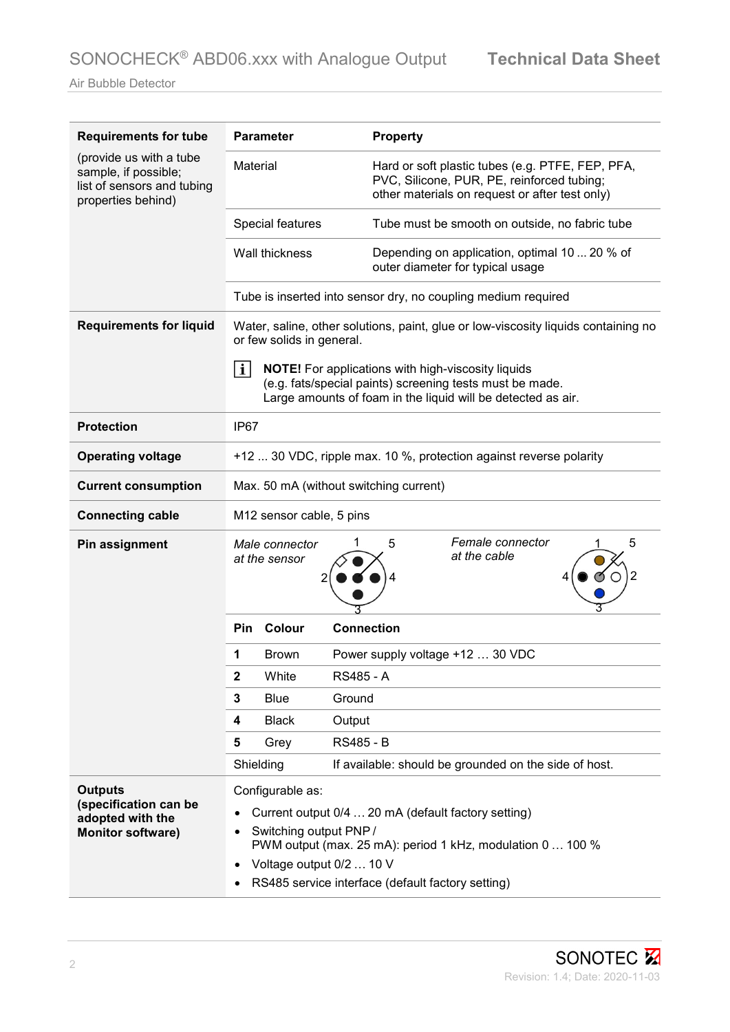| Requirements for tube (provide us with a tube sample, if possible; list of sensors and tubing properties behind) | Parameter | Property |
|---|---|---|
| | Material | Hard or soft plastic tubes (e.g. PTFE, FEP, PFA, PVC, Silicone, PUR, PE, reinforced tubing; other materials on request or after test only) |
| | Special features | Tube must be smooth on outside, no fabric tube |
| | Wall thickness | Depending on application, optimal 10 ... 20 % of outer diameter for typical usage |
| | Tube is inserted into sensor dry, no coupling medium required | |
| **Requirements for liquid** | Water, saline, other solutions, paint, glue or low-viscosity liquids containing no or few solids in general.<br>**NOTE!** For applications with high-viscosity liquids (e.g. fats/special paints) screening tests must be made. Large amounts of foam in the liquid will be detected as air. | |
| **Protection** | IP67 | |
| **Operating voltage** | +12 ... 30 VDC, ripple max. 10 %, protection against reverse polarity | |
| **Current consumption** | Max. 50 mA (without switching current) | |
| **Connecting cable** | M12 sensor cable, 5 pins | |

**Pin assignment**

*Male connector at the sensor*

*Female connector at the cable*

| Pin | Colour | Connection |
|---|---|---|
| **1** | Brown | Power supply voltage +12 … 30 VDC |
| **2** | White | RS485 - A |
| **3** | Blue | Ground |
| **4** | Black | Output |
| **5** | Grey | RS485 - B |
| Shielding | | If available: should be grounded on the side of host. |

**Outputs (specification can be adopted with the Monitor software)**

Configurable as:

- Current output 0/4 … 20 mA (default factory setting)
- Switching output PNP / PWM output (max. 25 mA): period 1 kHz, modulation 0 … 100 %
- Voltage output 0/2 … 10 V
- RS485 service interface (default factory setting)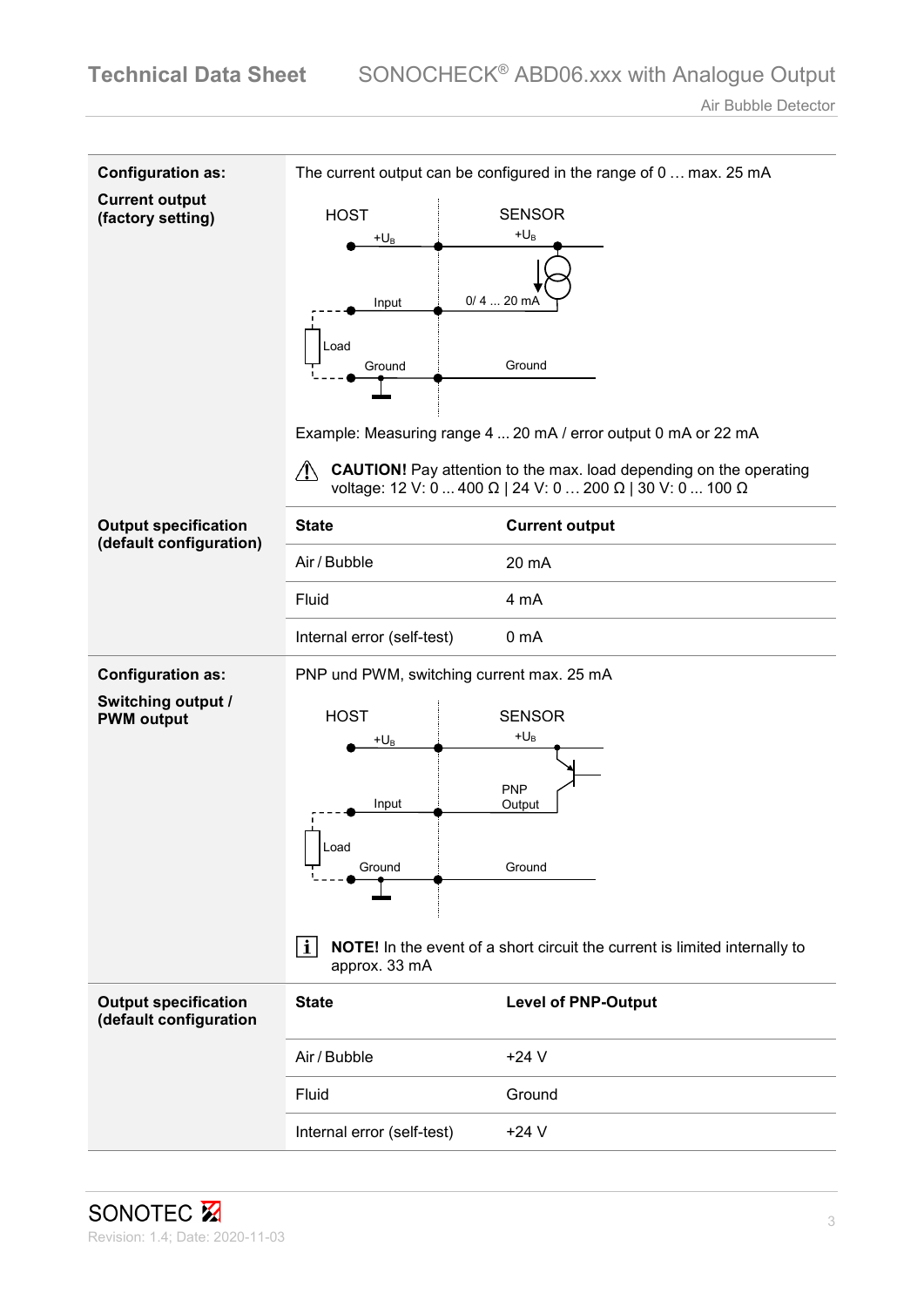**Configuration as:**

**Current output (factory setting)**

The current output can be configured in the range of 0 … max. 25 mA

HOST
$+U_B$
Input
Load
Ground

SENSOR
$+U_B$
0/ 4 ... 20 mA
Ground

Example: Measuring range 4 ... 20 mA / error output 0 mA or 22 mA

⚠ **CAUTION!** Pay attention to the max. load depending on the operating voltage: 12 V: 0 ... 400 Ω | 24 V: 0 … 200 Ω | 30 V: 0 ... 100 Ω

**Output specification (default configuration)**

| State | Current output |
|---|---|
| Air / Bubble | 20 mA |
| Fluid | 4 mA |
| Internal error (self-test) | 0 mA |

**Configuration as:**

**Switching output / PWM output**

PNP und PWM, switching current max. 25 mA

HOST
$+U_B$
Input
Load
Ground

SENSOR
$+U_B$
PNP
Output
Ground

**NOTE!** In the event of a short circuit the current is limited internally to approx. 33 mA

**Output specification (default configuration**

| State | Level of PNP-Output |
|---|---|
| Air / Bubble | +24 V |
| Fluid | Ground |
| Internal error (self-test) | +24 V |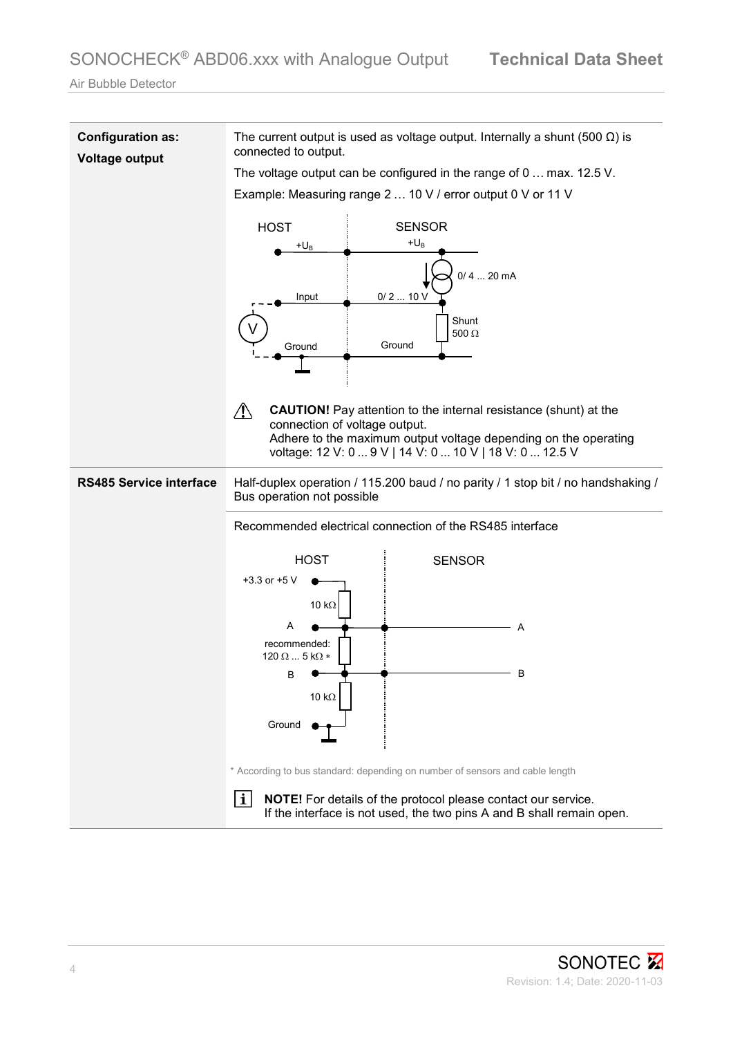| | |
|---|---|
| **Configuration as: Voltage output** | The current output is used as voltage output. Internally a shunt (500 Ω) is connected to output.<br>The voltage output can be configured in the range of 0 … max. 12.5 V.<br>Example: Measuring range 2 … 10 V / error output 0 V or 11 V |

HOST
SENSOR
$+U_B$
$+U_B$
0/ 4 ... 20 mA
Input
0/ 2 ... 10 V
V
Shunt
500 Ω
Ground
Ground

⚠ **CAUTION!** Pay attention to the internal resistance (shunt) at the connection of voltage output.
Adhere to the maximum output voltage depending on the operating voltage: 12 V: 0 ... 9 V | 14 V: 0 ... 10 V | 18 V: 0 ... 12.5 V

| | |
|---|---|
| **RS485 Service interface** | Half-duplex operation / 115.200 baud / no parity / 1 stop bit / no handshaking / Bus operation not possible |

Recommended electrical connection of the RS485 interface

HOST
SENSOR
+3.3 or +5 V
10 kΩ
A
A
recommended:
120 Ω ... 5 kΩ *
B
B
10 kΩ
Ground

\* According to bus standard: depending on number of sensors and cable length

**NOTE!** For details of the protocol please contact our service.
If the interface is not used, the two pins A and B shall remain open.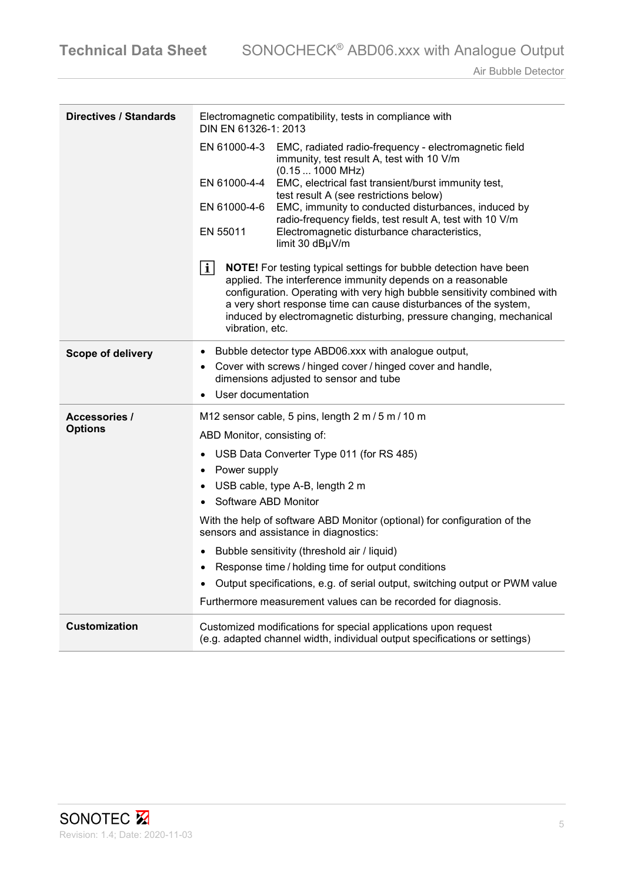| | |
|---|---|
| **Directives / Standards** | Electromagnetic compatibility, tests in compliance with DIN EN 61326-1: 2013<br><br>EN 61000-4-3 EMC, radiated radio-frequency - electromagnetic field immunity, test result A, test with 10 V/m (0.15 ... 1000 MHz)<br>EN 61000-4-4 EMC, electrical fast transient/burst immunity test, test result A (see restrictions below)<br>EN 61000-4-6 EMC, immunity to conducted disturbances, induced by radio-frequency fields, test result A, test with 10 V/m<br>EN 55011 Electromagnetic disturbance characteristics, limit 30 dBµV/m<br><br>**NOTE!** For testing typical settings for bubble detection have been applied. The interference immunity depends on a reasonable configuration. Operating with very high bubble sensitivity combined with a very short response time can cause disturbances of the system, induced by electromagnetic disturbing, pressure changing, mechanical vibration, etc. |
| **Scope of delivery** | • Bubble detector type ABD06.xxx with analogue output,<br>• Cover with screws / hinged cover / hinged cover and handle, dimensions adjusted to sensor and tube<br>• User documentation |
| **Accessories / Options** | M12 sensor cable, 5 pins, length 2 m / 5 m / 10 m<br><br>ABD Monitor, consisting of:<br>• USB Data Converter Type 011 (for RS 485)<br>• Power supply<br>• USB cable, type A-B, length 2 m<br>• Software ABD Monitor<br><br>With the help of software ABD Monitor (optional) for configuration of the sensors and assistance in diagnostics:<br>• Bubble sensitivity (threshold air / liquid)<br>• Response time / holding time for output conditions<br>• Output specifications, e.g. of serial output, switching output or PWM value<br><br>Furthermore measurement values can be recorded for diagnosis. |
| **Customization** | Customized modifications for special applications upon request (e.g. adapted channel width, individual output specifications or settings) |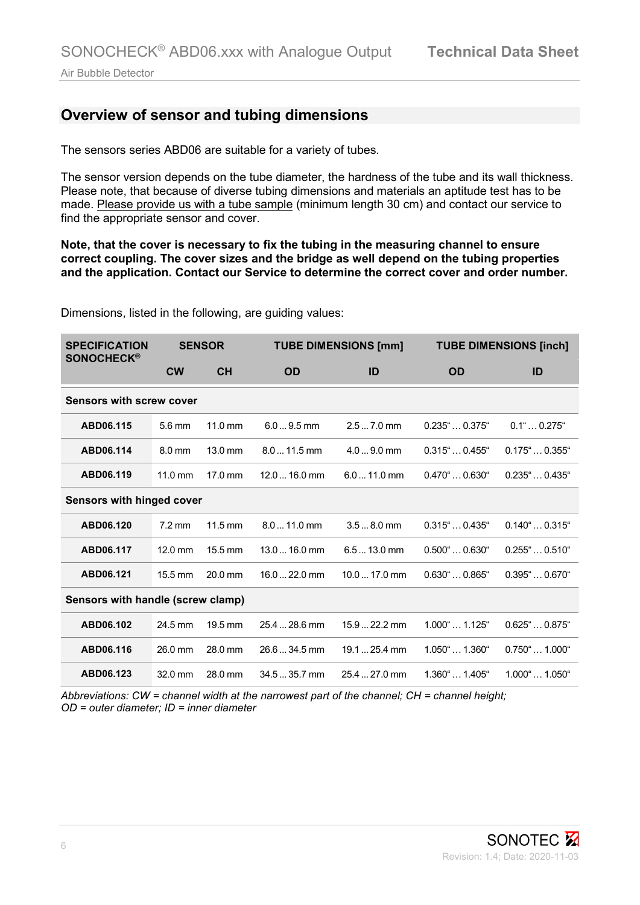## Overview of sensor and tubing dimensions

The sensors series ABD06 are suitable for a variety of tubes.

The sensor version depends on the tube diameter, the hardness of the tube and its wall thickness. Please note, that because of diverse tubing dimensions and materials an aptitude test has to be made. Please provide us with a tube sample (minimum length 30 cm) and contact our service to find the appropriate sensor and cover.

**Note, that the cover is necessary to fix the tubing in the measuring channel to ensure correct coupling. The cover sizes and the bridge as well depend on the tubing properties and the application. Contact our Service to determine the correct cover and order number.**

Dimensions, listed in the following, are guiding values:

| SPECIFICATION SONOCHECK® | SENSOR | | TUBE DIMENSIONS [mm] | | TUBE DIMENSIONS [inch] | |
|---|---|---|---|---|---|---|
| | CW | CH | OD | ID | OD | ID |
| **Sensors with screw cover** | | | | | | |
| **ABD06.115** | 5.6 mm | 11.0 mm | 6.0 ... 9.5 mm | 2.5 ... 7.0 mm | 0.235" … 0.375" | 0.1" … 0.275" |
| **ABD06.114** | 8.0 mm | 13.0 mm | 8.0 ... 11.5 mm | 4.0 ... 9.0 mm | 0.315" … 0.455" | 0.175" … 0.355" |
| **ABD06.119** | 11.0 mm | 17.0 mm | 12.0 ... 16.0 mm | 6.0 ... 11.0 mm | 0.470" … 0.630" | 0.235" … 0.435" |
| **Sensors with hinged cover** | | | | | | |
| **ABD06.120** | 7.2 mm | 11.5 mm | 8.0 ... 11.0 mm | 3.5 ... 8.0 mm | 0.315" … 0.435" | 0.140" … 0.315" |
| **ABD06.117** | 12.0 mm | 15.5 mm | 13.0 ... 16.0 mm | 6.5 ... 13.0 mm | 0.500" … 0.630" | 0.255" … 0.510" |
| **ABD06.121** | 15.5 mm | 20.0 mm | 16.0 ... 22.0 mm | 10.0 ... 17.0 mm | 0.630" … 0.865" | 0.395" … 0.670" |
| **Sensors with handle (screw clamp)** | | | | | | |
| **ABD06.102** | 24.5 mm | 19.5 mm | 25.4 ... 28.6 mm | 15.9 ... 22.2 mm | 1.000" … 1.125" | 0.625" … 0.875" |
| **ABD06.116** | 26.0 mm | 28.0 mm | 26.6 ... 34.5 mm | 19.1 ... 25.4 mm | 1.050" … 1.360" | 0.750" … 1.000" |
| **ABD06.123** | 32.0 mm | 28.0 mm | 34.5 ... 35.7 mm | 25.4 ... 27.0 mm | 1.360" … 1.405" | 1.000" … 1.050" |

*Abbreviations: CW = channel width at the narrowest part of the channel; CH = channel height; OD = outer diameter; ID = inner diameter*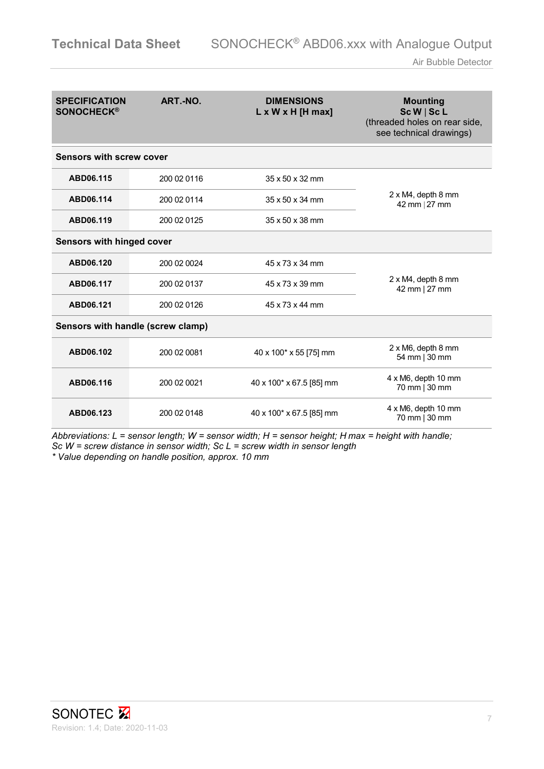| SPECIFICATION SONOCHECK® | ART.-NO. | DIMENSIONS L x W x H [H max] | Mounting Sc W \| Sc L (threaded holes on rear side, see technical drawings) |
|---|---|---|---|
| **Sensors with screw cover** | | | |
| ABD06.115 | 200 02 0116 | 35 x 50 x 32 mm | 2 x M4, depth 8 mm 42 mm \| 27 mm |
| ABD06.114 | 200 02 0114 | 35 x 50 x 34 mm | |
| ABD06.119 | 200 02 0125 | 35 x 50 x 38 mm | |
| **Sensors with hinged cover** | | | |
| ABD06.120 | 200 02 0024 | 45 x 73 x 34 mm | 2 x M4, depth 8 mm 42 mm \| 27 mm |
| ABD06.117 | 200 02 0137 | 45 x 73 x 39 mm | |
| ABD06.121 | 200 02 0126 | 45 x 73 x 44 mm | |
| **Sensors with handle (screw clamp)** | | | |
| ABD06.102 | 200 02 0081 | 40 x 100* x 55 [75] mm | 2 x M6, depth 8 mm 54 mm \| 30 mm |
| ABD06.116 | 200 02 0021 | 40 x 100* x 67.5 [85] mm | 4 x M6, depth 10 mm 70 mm \| 30 mm |
| ABD06.123 | 200 02 0148 | 40 x 100* x 67.5 [85] mm | 4 x M6, depth 10 mm 70 mm \| 30 mm |

*Abbreviations: L = sensor length; W = sensor width; H = sensor height; H max = height with handle; Sc W = screw distance in sensor width; Sc L = screw width in sensor length*

*\* Value depending on handle position, approx. 10 mm*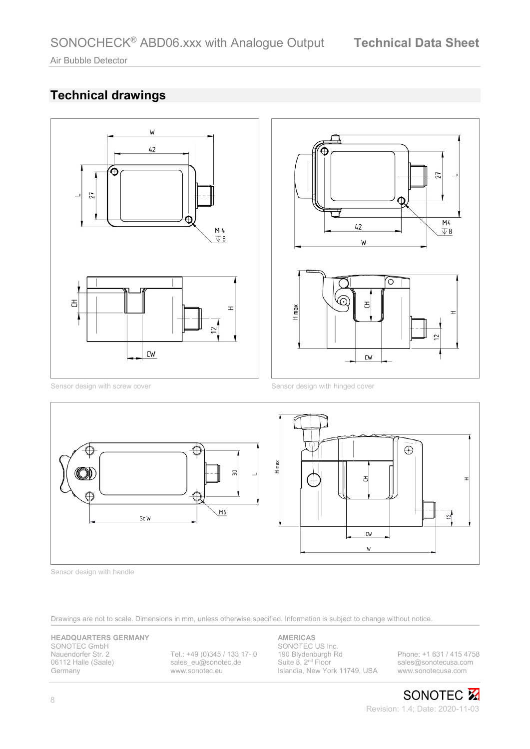## Technical drawings

W
42
L
27
M 4
⊽ 8
CH
H
12
CW

Sensor design with screw cover

27
L
M4
⊽ 8
42
W
H max
CH
H
12
CW

Sensor design with hinged cover

30
L
M6
Sc W
H max
CH
H
12
CW
W

Sensor design with handle

Drawings are not to scale. Dimensions in mm, unless otherwise specified. Information is subject to change without notice.

**HEADQUARTERS GERMANY**
SONOTEC GmbH
Nauendorfer Str. 2
06112 Halle (Saale)
Germany

Tel.: +49 (0)345 / 133 17- 0
sales_eu@sonotec.de
www.sonotec.eu

**AMERICAS**
SONOTEC US Inc.
190 Blydenburgh Rd
Suite 8, 2nd Floor
Islandia, New York 11749, USA

Phone: +1 631 / 415 4758
sales@sonotecusa.com
www.sonotecusa.com

SONOTEC

Revision: 1.4; Date: 2020-11-03